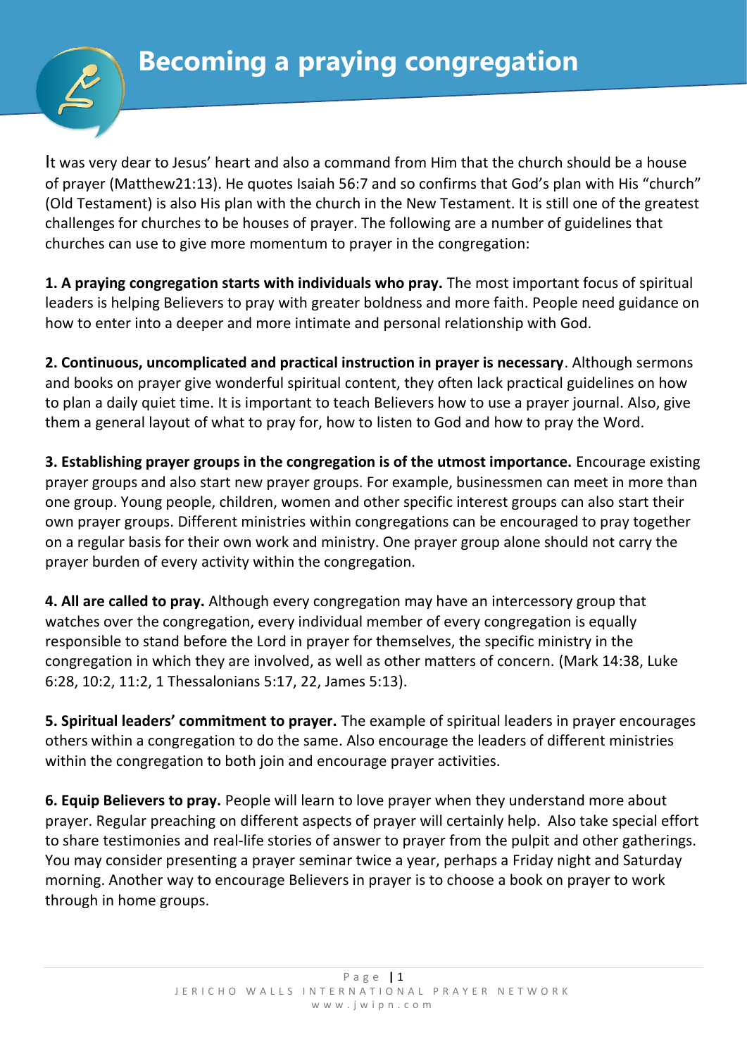# Becoming a praying congregation

It was very dear to Jesus' heart and also a command from Him that the church should be a house of prayer (Matthew21:13). He quotes Isaiah 56:7 and so confirms that God's plan with His "church" (Old Testament) is also His plan with the church in the New Testament. It is still one of the greatest challenges for churches to be houses of prayer. The following are a number of guidelines that churches can use to give more momentum to prayer in the congregation:

**1. A praying congregation starts with individuals who pray.** The most important focus of spiritual leaders is helping Believers to pray with greater boldness and more faith. People need guidance on how to enter into a deeper and more intimate and personal relationship with God.

**2. Continuous, uncomplicated and practical instruction in prayer is necessary**. Although sermons and books on prayer give wonderful spiritual content, they often lack practical guidelines on how to plan a daily quiet time. It is important to teach Believers how to use a prayer journal. Also, give them a general layout of what to pray for, how to listen to God and how to pray the Word.

**3. Establishing prayer groups in the congregation is of the utmost importance.** Encourage existing prayer groups and also start new prayer groups. For example, businessmen can meet in more than one group. Young people, children, women and other specific interest groups can also start their own prayer groups. Different ministries within congregations can be encouraged to pray together on a regular basis for their own work and ministry. One prayer group alone should not carry the prayer burden of every activity within the congregation.

**4. All are called to pray.** Although every congregation may have an intercessory group that watches over the congregation, every individual member of every congregation is equally responsible to stand before the Lord in prayer for themselves, the specific ministry in the congregation in which they are involved, as well as other matters of concern. (Mark 14:38, Luke 6:28, 10:2, 11:2, 1 Thessalonians 5:17, 22, James 5:13).

**5. Spiritual leaders' commitment to prayer.** The example of spiritual leaders in prayer encourages others within a congregation to do the same. Also encourage the leaders of different ministries within the congregation to both join and encourage prayer activities.

**6. Equip Believers to pray.** People will learn to love prayer when they understand more about prayer. Regular preaching on different aspects of prayer will certainly help. Also take special effort to share testimonies and real-life stories of answer to prayer from the pulpit and other gatherings. You may consider presenting a prayer seminar twice a year, perhaps a Friday night and Saturday morning. Another way to encourage Believers in prayer is to choose a book on prayer to work through in home groups.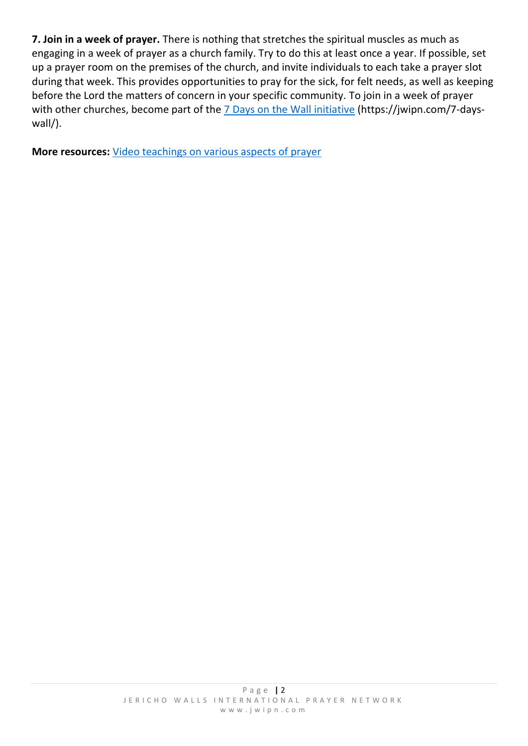**7. Join in a week of prayer.** There is nothing that stretches the spiritual muscles as much as engaging in a week of prayer as a church family. Try to do this at least once a year. If possible, set up a prayer room on the premises of the church, and invite individuals to each take a prayer slot during that week. This provides opportunities to pray for the sick, for felt needs, as well as keeping before the Lord the matters of concern in your specific community. To join in a week of prayer with other churches, become part of the 7 Days on the Wall initiative (https://jwipn.com/7-days-wall/).

**More resources:** Video teachings on various aspects of prayer